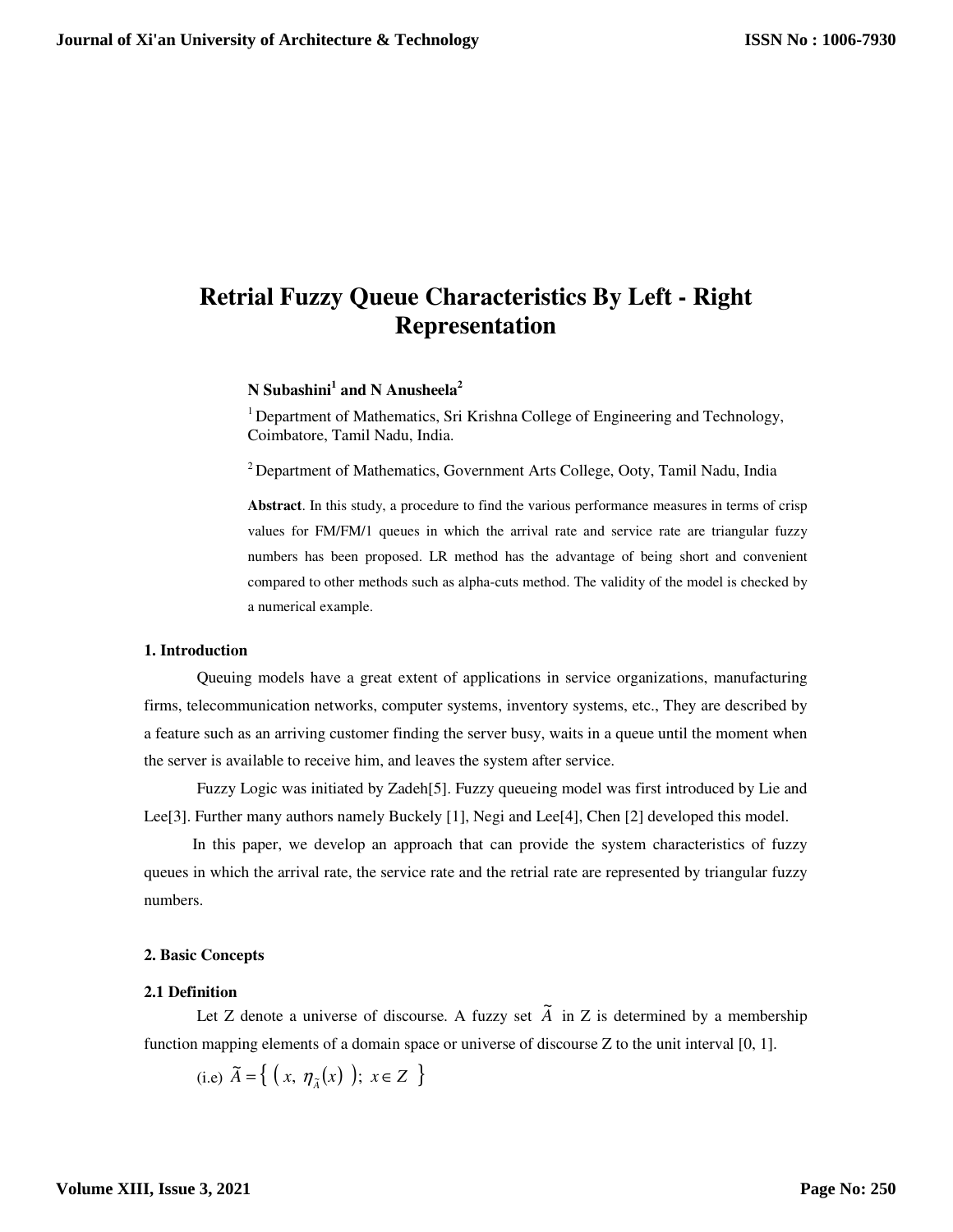# Retrial Fuzzy Queue Characteristics By Left - Right Representation

**N Subashini[1] and N Anusheela[2]**

[1] Department of Mathematics, Sri Krishna College of Engineering and Technology, Coimbatore, Tamil Nadu, India.

[2] Department of Mathematics, Government Arts College, Ooty, Tamil Nadu, India

**Abstract**. In this study, a procedure to find the various performance measures in terms of crisp values for FM/FM/1 queues in which the arrival rate and service rate are triangular fuzzy numbers has been proposed. LR method has the advantage of being short and convenient compared to other methods such as alpha-cuts method. The validity of the model is checked by a numerical example.

## 1. Introduction

Queuing models have a great extent of applications in service organizations, manufacturing firms, telecommunication networks, computer systems, inventory systems, etc., They are described by a feature such as an arriving customer finding the server busy, waits in a queue until the moment when the server is available to receive him, and leaves the system after service.

Fuzzy Logic was initiated by Zadeh[5]. Fuzzy queueing model was first introduced by Lie and Lee[3]. Further many authors namely Buckely [1], Negi and Lee[4], Chen [2] developed this model.

In this paper, we develop an approach that can provide the system characteristics of fuzzy queues in which the arrival rate, the service rate and the retrial rate are represented by triangular fuzzy numbers.

## 2. Basic Concepts

### 2.1 Definition

Let Z denote a universe of discourse. A fuzzy set $\tilde{A}$ in Z is determined by a membership function mapping elements of a domain space or universe of discourse Z to the unit interval [0, 1].

(i.e) $\tilde{A} = \{ ( x, \eta_{\tilde{A}}(x) ); \; x \in Z \}$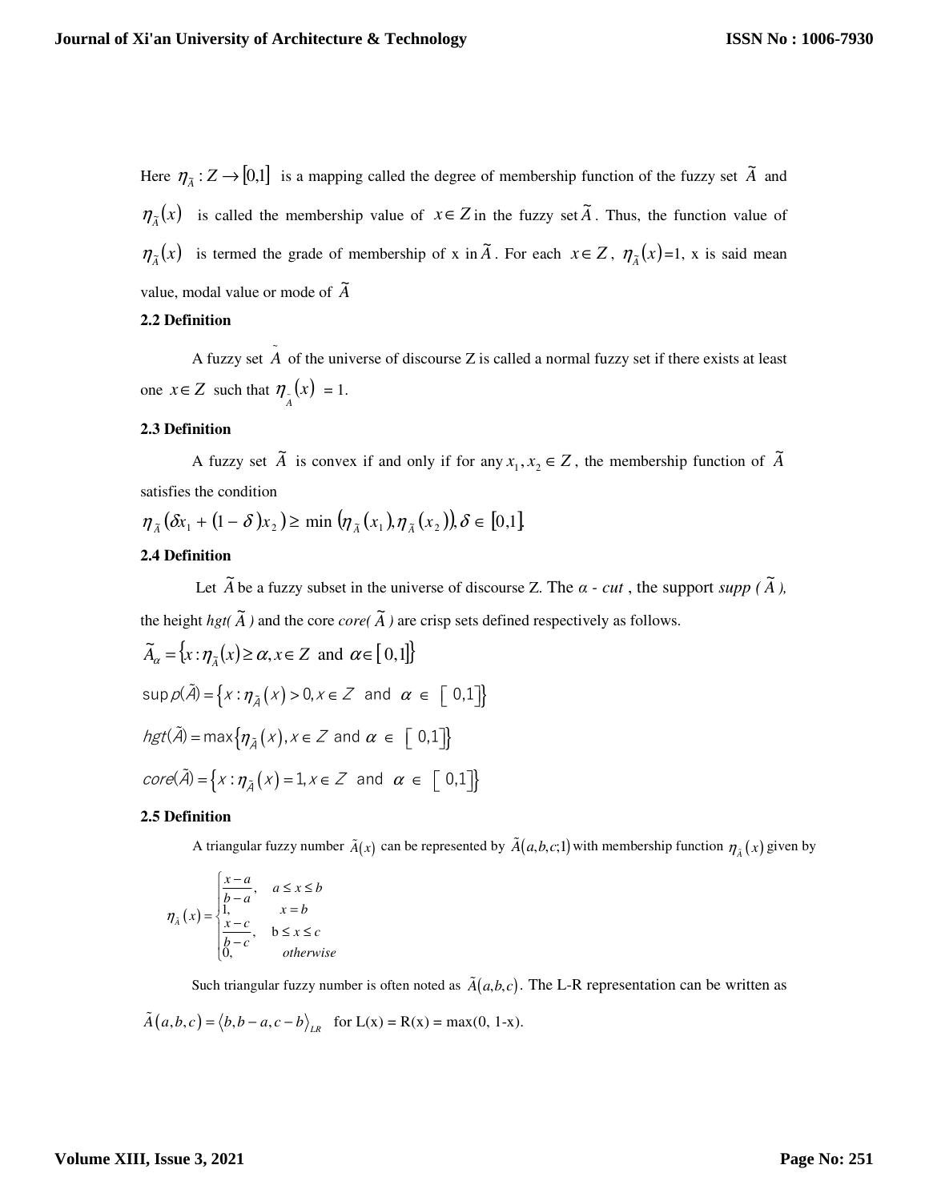Here $\eta_{\tilde{A}} : Z \rightarrow [0,1]$ is a mapping called the degree of membership function of the fuzzy set $\tilde{A}$ and $\eta_{\tilde{A}}(x)$ is called the membership value of $x \in Z$ in the fuzzy set $\tilde{A}$. Thus, the function value of $\eta_{\tilde{A}}(x)$ is termed the grade of membership of x in $\tilde{A}$. For each $x \in Z$, $\eta_{\tilde{A}}(x)$=1, x is said mean value, modal value or mode of $\tilde{A}$

**2.2 Definition**

A fuzzy set $\tilde{A}$ of the universe of discourse Z is called a normal fuzzy set if there exists at least one $x \in Z$ such that $\eta_{\tilde{A}}(x) = 1$.

**2.3 Definition**

A fuzzy set $\tilde{A}$ is convex if and only if for any $x_1, x_2 \in Z$, the membership function of $\tilde{A}$ satisfies the condition

$$\eta_{\tilde{A}}(\delta x_1 + (1-\delta)x_2) \geq \min\left(\eta_{\tilde{A}}(x_1), \eta_{\tilde{A}}(x_2)\right), \delta \in [0,1].$$

**2.4 Definition**

Let $\tilde{A}$ be a fuzzy subset in the universe of discourse Z. The $\alpha$ - *cut* , the support *supp (* $\tilde{A}$ *),* the height *hgt(* $\tilde{A}$ *)* and the core *core(* $\tilde{A}$ *)* are crisp sets defined respectively as follows.

$$\tilde{A}_{\alpha} = \{x : \eta_{\tilde{A}}(x) \geq \alpha, x \in Z \text{ and } \alpha \in [0,1]\}$$

$$\sup p(\tilde{A}) = \{x : \eta_{\tilde{A}}(x) > 0, x \in Z \text{ and } \alpha \in [0,1]\}$$

$$hgt(\tilde{A}) = \max\{\eta_{\tilde{A}}(x), x \in Z \text{ and } \alpha \in [0,1]\}$$

$$core(\tilde{A}) = \{x : \eta_{\tilde{A}}(x) = 1, x \in Z \text{ and } \alpha \in [0,1]\}$$

**2.5 Definition**

A triangular fuzzy number $\tilde{A}(x)$ can be represented by $\tilde{A}(a,b,c;1)$ with membership function $\eta_{\tilde{A}}(x)$ given by

$$\eta_{\tilde{A}}(x) = \begin{cases} \dfrac{x-a}{b-a}, & a \leq x \leq b \\ 1, & x = b \\ \dfrac{x-c}{b-c}, & b \leq x \leq c \\ 0, & otherwise \end{cases}$$

Such triangular fuzzy number is often noted as $\tilde{A}(a,b,c)$. The L-R representation can be written as $\tilde{A}(a,b,c) = \langle b, b-a, c-b \rangle_{LR}$ for L(x) = R(x) = max(0, 1-x).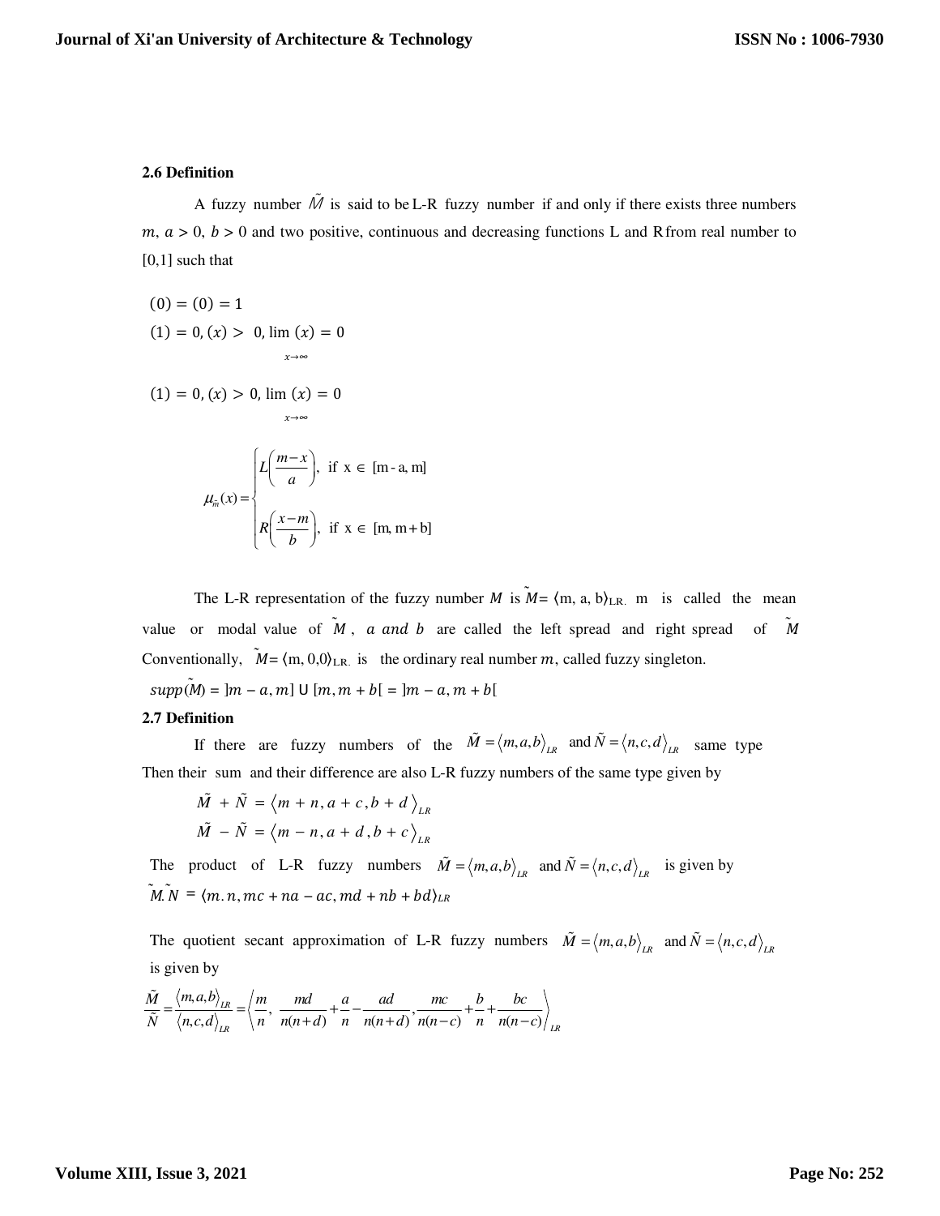**2.6 Definition**

A fuzzy number $\tilde{M}$ is said to be L-R fuzzy number if and only if there exists three numbers $m$, $a > 0$, $b > 0$ and two positive, continuous and decreasing functions L and R from real number to [0,1] such that

$(0) = (0) = 1$

$(1) = 0, (x) > 0, \lim_{x\to\infty} (x) = 0$

$(1) = 0, (x) > 0, \lim_{x\to\infty} (x) = 0$

$$\mu_{\tilde{m}}(x) = \begin{cases} L\left(\dfrac{m-x}{a}\right), & \text{if } x \in [m-a, m] \\ R\left(\dfrac{x-m}{b}\right), & \text{if } x \in [m, m+b] \end{cases}$$

The L-R representation of the fuzzy number $M$ is $\tilde{M} = \langle m, a, b\rangle_{LR}$. m is called the mean value or modal value of $\tilde{M}$, $a$ *and* $b$ are called the left spread and right spread of $\tilde{M}$ Conventionally, $\tilde{M} = \langle m, 0, 0\rangle_{LR}$ is the ordinary real number $m$, called fuzzy singleton.

$supp(\tilde{M}) = ]m-a, m] \cup [m, m+b[ = ]m-a, m+b[$

**2.7 Definition**

If there are fuzzy numbers of the $\tilde{M} = \langle m,a,b\rangle_{LR}$ and $\tilde{N} = \langle n,c,d\rangle_{LR}$ same type Then their sum and their difference are also L-R fuzzy numbers of the same type given by

$$\tilde{M} + \tilde{N} = \langle m+n, a+c, b+d\rangle_{LR}$$

$$\tilde{M} - \tilde{N} = \langle m-n, a+d, b+c\rangle_{LR}$$

The product of L-R fuzzy numbers $\tilde{M} = \langle m,a,b\rangle_{LR}$ and $\tilde{N} = \langle n,c,d\rangle_{LR}$ is given by

$$\tilde{M}.\tilde{N} = \langle m.n, mc + na - ac, md + nb + bd\rangle_{LR}$$

The quotient secant approximation of L-R fuzzy numbers $\tilde{M} = \langle m,a,b\rangle_{LR}$ and $\tilde{N} = \langle n,c,d\rangle_{LR}$ is given by

$$\frac{\tilde{M}}{\tilde{N}} = \frac{\langle m,a,b\rangle_{LR}}{\langle n,c,d\rangle_{LR}} = \left\langle \frac{m}{n}, \frac{md}{n(n+d)} + \frac{a}{n} - \frac{ad}{n(n+d)}, \frac{mc}{n(n-c)} + \frac{b}{n} + \frac{bc}{n(n-c)} \right\rangle_{LR}$$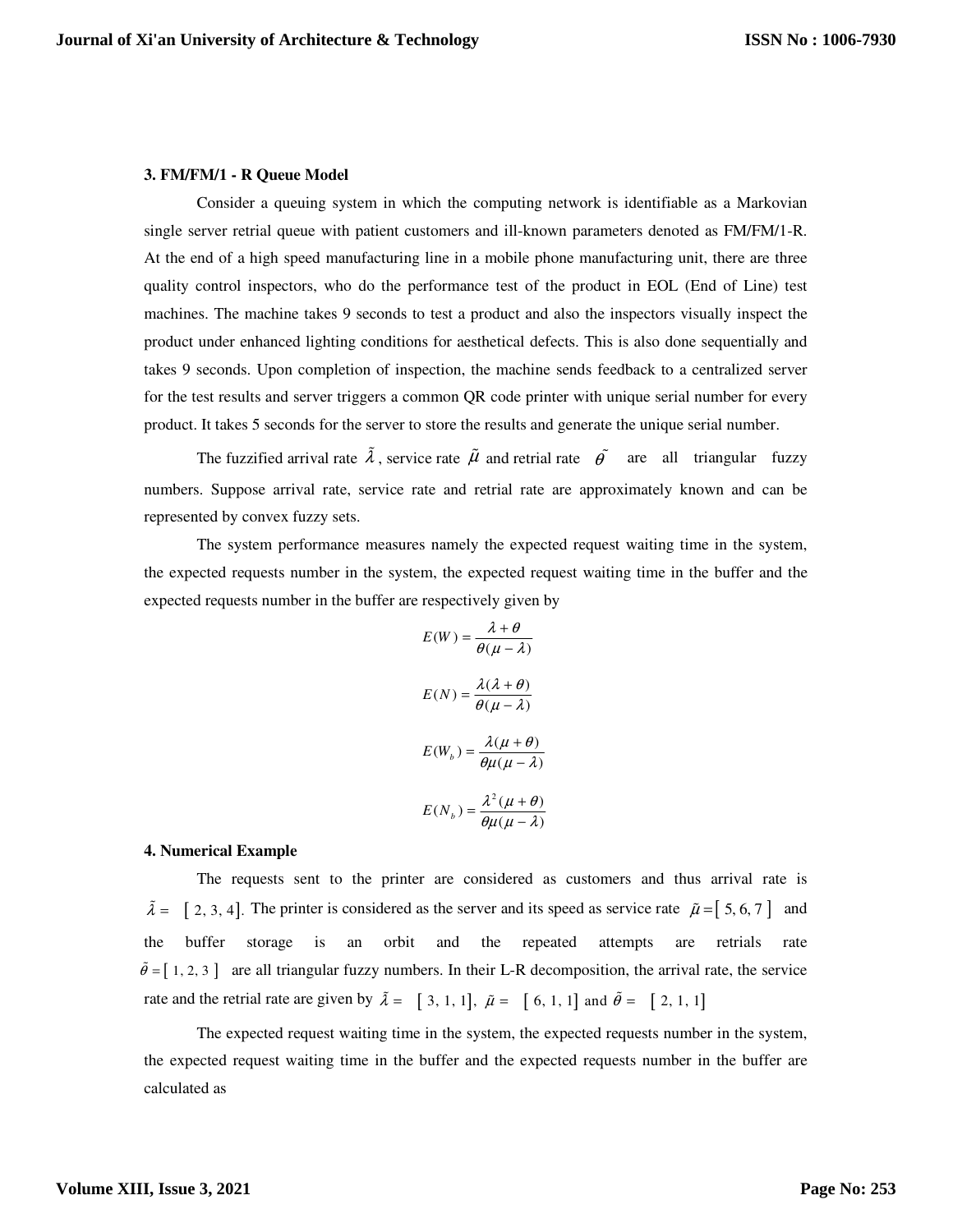### 3. FM/FM/1 - R Queue Model

Consider a queuing system in which the computing network is identifiable as a Markovian single server retrial queue with patient customers and ill-known parameters denoted as FM/FM/1-R. At the end of a high speed manufacturing line in a mobile phone manufacturing unit, there are three quality control inspectors, who do the performance test of the product in EOL (End of Line) test machines. The machine takes 9 seconds to test a product and also the inspectors visually inspect the product under enhanced lighting conditions for aesthetical defects. This is also done sequentially and takes 9 seconds. Upon completion of inspection, the machine sends feedback to a centralized server for the test results and server triggers a common QR code printer with unique serial number for every product. It takes 5 seconds for the server to store the results and generate the unique serial number.

The fuzzified arrival rate $\tilde{\lambda}$, service rate $\tilde{\mu}$ and retrial rate $\tilde{\theta}$ are all triangular fuzzy numbers. Suppose arrival rate, service rate and retrial rate are approximately known and can be represented by convex fuzzy sets.

The system performance measures namely the expected request waiting time in the system, the expected requests number in the system, the expected request waiting time in the buffer and the expected requests number in the buffer are respectively given by

$$E(W) = \frac{\lambda + \theta}{\theta(\mu - \lambda)}$$

$$E(N) = \frac{\lambda(\lambda + \theta)}{\theta(\mu - \lambda)}$$

$$E(W_b) = \frac{\lambda(\mu + \theta)}{\theta\mu(\mu - \lambda)}$$

$$E(N_b) = \frac{\lambda^2(\mu + \theta)}{\theta\mu(\mu - \lambda)}$$

### 4. Numerical Example

The requests sent to the printer are considered as customers and thus arrival rate is $\tilde{\lambda} = [2, 3, 4]$. The printer is considered as the server and its speed as service rate $\tilde{\mu} = [5, 6, 7]$ and the buffer storage is an orbit and the repeated attempts are retrials rate $\tilde{\theta} = [1, 2, 3]$ are all triangular fuzzy numbers. In their L-R decomposition, the arrival rate, the service rate and the retrial rate are given by $\tilde{\lambda} = [3, 1, 1]$, $\tilde{\mu} = [6, 1, 1]$ and $\tilde{\theta} = [2, 1, 1]$

The expected request waiting time in the system, the expected requests number in the system, the expected request waiting time in the buffer and the expected requests number in the buffer are calculated as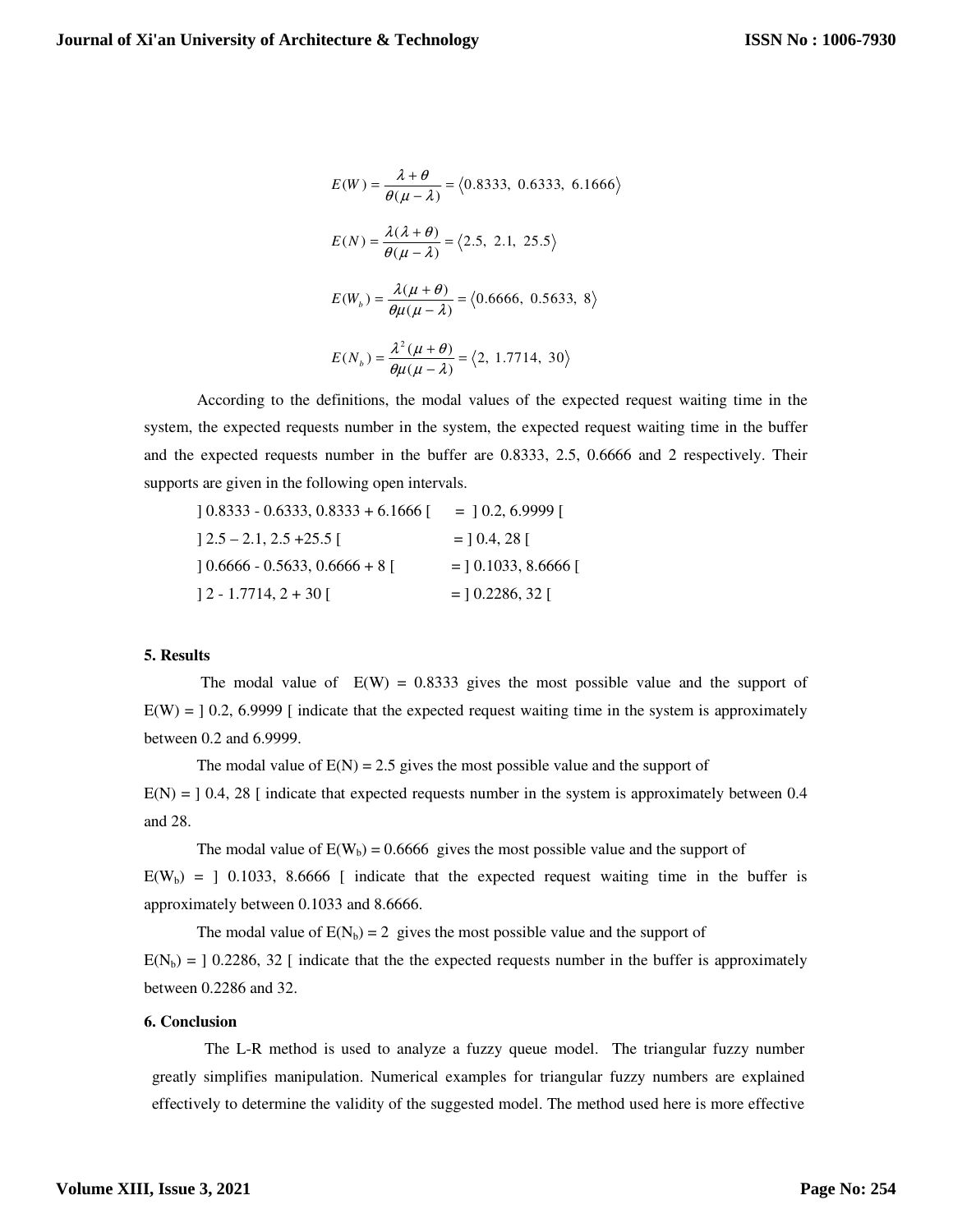$$E(W) = \frac{\lambda + \theta}{\theta(\mu - \lambda)} = \langle 0.8333,\ 0.6333,\ 6.1666 \rangle$$

$$E(N) = \frac{\lambda(\lambda + \theta)}{\theta(\mu - \lambda)} = \langle 2.5,\ 2.1,\ 25.5 \rangle$$

$$E(W_b) = \frac{\lambda(\mu + \theta)}{\theta\mu(\mu - \lambda)} = \langle 0.6666,\ 0.5633,\ 8 \rangle$$

$$E(N_b) = \frac{\lambda^2(\mu + \theta)}{\theta\mu(\mu - \lambda)} = \langle 2,\ 1.7714,\ 30 \rangle$$

According to the definitions, the modal values of the expected request waiting time in the system, the expected requests number in the system, the expected request waiting time in the buffer and the expected requests number in the buffer are 0.8333, 2.5, 0.6666 and 2 respectively. Their supports are given in the following open intervals.

] 0.8333 - 0.6333, 0.8333 + 6.1666 [ = ] 0.2, 6.9999 [

] 2.5 – 2.1, 2.5 +25.5 [ = ] 0.4, 28 [

] 0.6666 - 0.5633, 0.6666 + 8 [ = ] 0.1033, 8.6666 [

] 2 - 1.7714, 2 + 30 [ = ] 0.2286, 32 [

## 5. Results

The modal value of E(W) = 0.8333 gives the most possible value and the support of E(W) = ] 0.2, 6.9999 [ indicate that the expected request waiting time in the system is approximately between 0.2 and 6.9999.

The modal value of E(N) = 2.5 gives the most possible value and the support of E(N) = ] 0.4, 28 [ indicate that expected requests number in the system is approximately between 0.4 and 28.

The modal value of $E(W_b) = 0.6666$ gives the most possible value and the support of $E(W_b)$ = ] 0.1033, 8.6666 [ indicate that the expected request waiting time in the buffer is approximately between 0.1033 and 8.6666.

The modal value of $E(N_b) = 2$ gives the most possible value and the support of $E(N_b)$ = ] 0.2286, 32 [ indicate that the the expected requests number in the buffer is approximately between 0.2286 and 32.

## 6. Conclusion

The L-R method is used to analyze a fuzzy queue model. The triangular fuzzy number greatly simplifies manipulation. Numerical examples for triangular fuzzy numbers are explained effectively to determine the validity of the suggested model. The method used here is more effective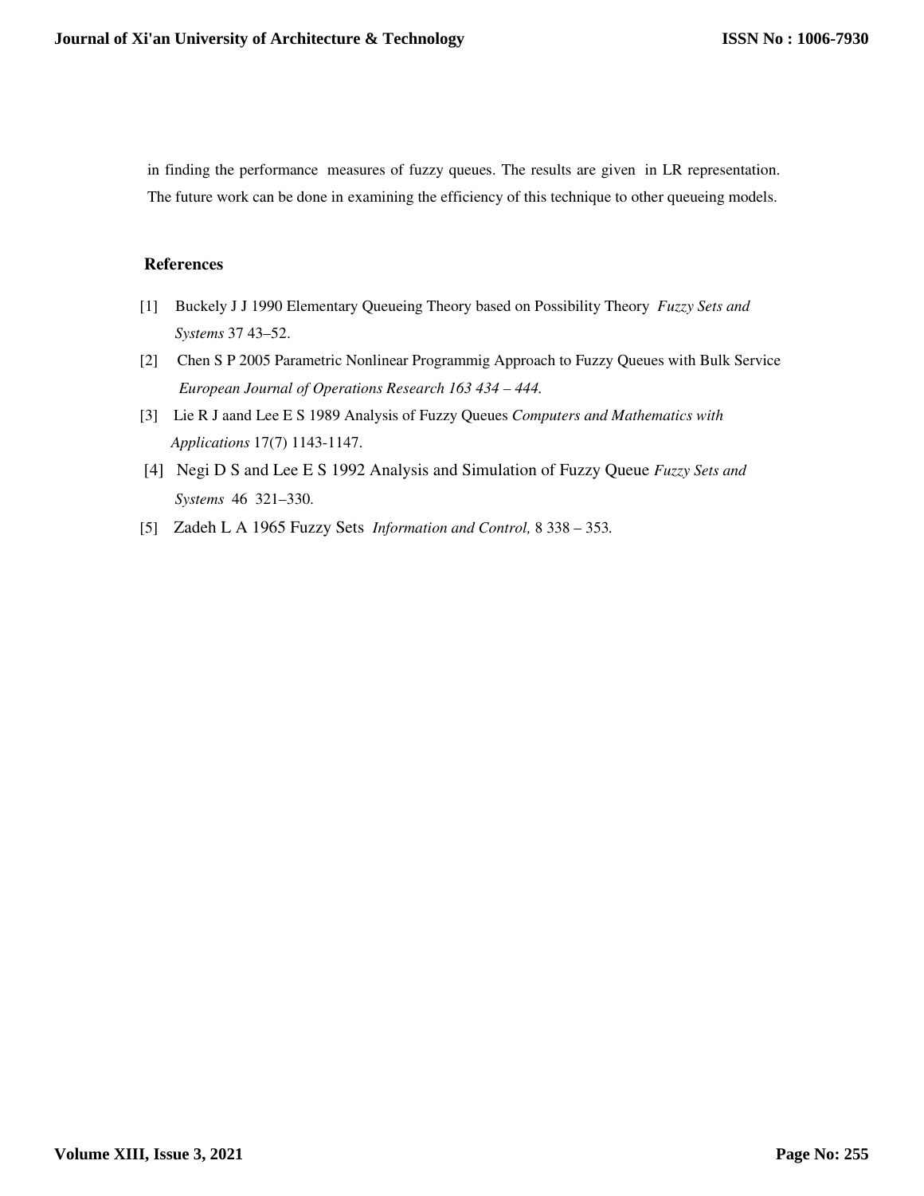in finding the performance measures of fuzzy queues. The results are given in LR representation. The future work can be done in examining the efficiency of this technique to other queueing models.

## References

[1] Buckely J J 1990 Elementary Queueing Theory based on Possibility Theory *Fuzzy Sets and Systems* 37 43–52.

[2] Chen S P 2005 Parametric Nonlinear Programmig Approach to Fuzzy Queues with Bulk Service *European Journal of Operations Research 163 434 – 444.*

[3] Lie R J aand Lee E S 1989 Analysis of Fuzzy Queues *Computers and Mathematics with Applications* 17(7) 1143-1147.

[4] Negi D S and Lee E S 1992 Analysis and Simulation of Fuzzy Queue *Fuzzy Sets and Systems* 46 321–330.

[5] Zadeh L A 1965 Fuzzy Sets *Information and Control,* 8 338 – 353.